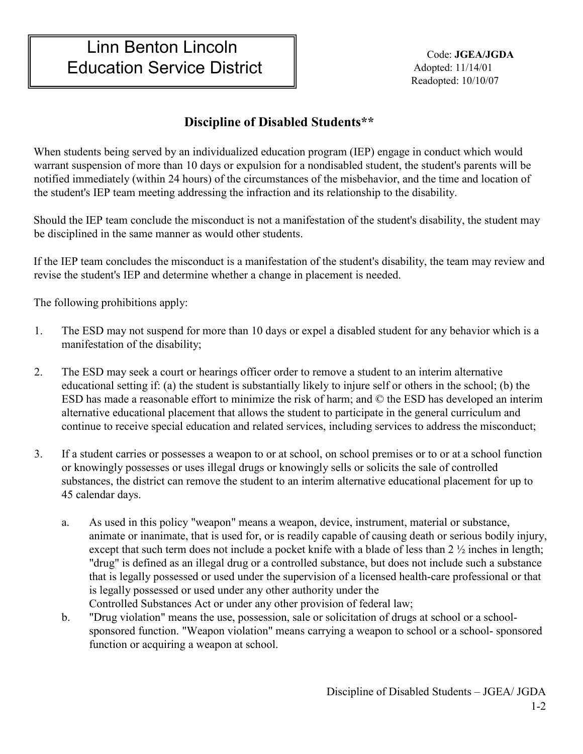# Linn Benton Lincoln Education Service District

Code: **JGEA/JGDA**
Adopted: 11/14/01
Readopted: 10/10/07

## Discipline of Disabled Students**

When students being served by an individualized education program (IEP) engage in conduct which would warrant suspension of more than 10 days or expulsion for a nondisabled student, the student's parents will be notified immediately (within 24 hours) of the circumstances of the misbehavior, and the time and location of the student's IEP team meeting addressing the infraction and its relationship to the disability.

Should the IEP team conclude the misconduct is not a manifestation of the student's disability, the student may be disciplined in the same manner as would other students.

If the IEP team concludes the misconduct is a manifestation of the student's disability, the team may review and revise the student's IEP and determine whether a change in placement is needed.

The following prohibitions apply:

1. The ESD may not suspend for more than 10 days or expel a disabled student for any behavior which is a manifestation of the disability;

2. The ESD may seek a court or hearings officer order to remove a student to an interim alternative educational setting if: (a) the student is substantially likely to injure self or others in the school; (b) the ESD has made a reasonable effort to minimize the risk of harm; and © the ESD has developed an interim alternative educational placement that allows the student to participate in the general curriculum and continue to receive special education and related services, including services to address the misconduct;

3. If a student carries or possesses a weapon to or at school, on school premises or to or at a school function or knowingly possesses or uses illegal drugs or knowingly sells or solicits the sale of controlled substances, the district can remove the student to an interim alternative educational placement for up to 45 calendar days.

   a. As used in this policy "weapon" means a weapon, device, instrument, material or substance, animate or inanimate, that is used for, or is readily capable of causing death or serious bodily injury, except that such term does not include a pocket knife with a blade of less than 2 ½ inches in length; "drug" is defined as an illegal drug or a controlled substance, but does not include such a substance that is legally possessed or used under the supervision of a licensed health-care professional or that is legally possessed or used under any other authority under the Controlled Substances Act or under any other provision of federal law;

   b. "Drug violation" means the use, possession, sale or solicitation of drugs at school or a school-sponsored function. "Weapon violation" means carrying a weapon to school or a school- sponsored function or acquiring a weapon at school.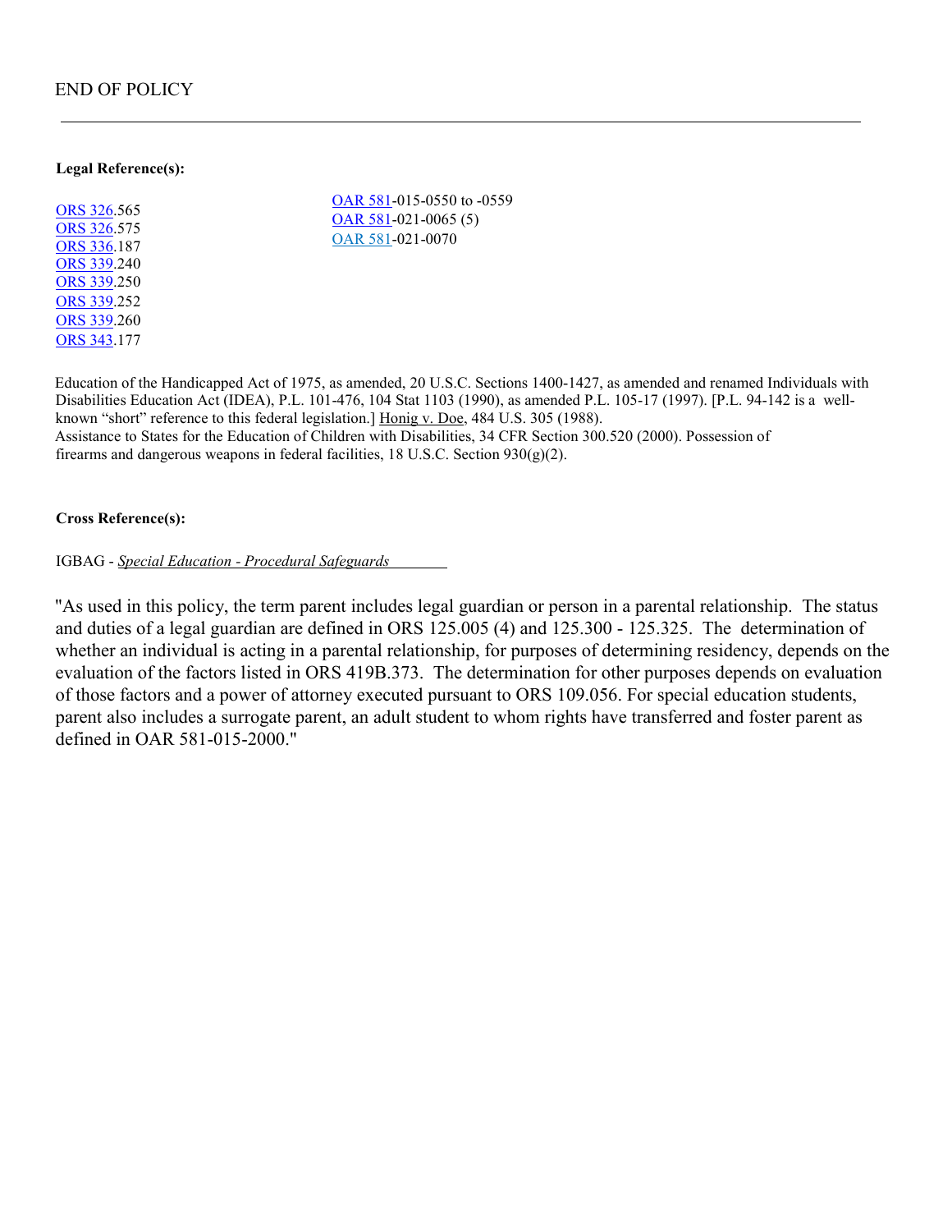END OF POLICY

---

**Legal Reference(s):**

ORS 326.565
ORS 326.575
ORS 336.187
ORS 339.240
ORS 339.250
ORS 339.252
ORS 339.260
ORS 343.177

OAR 581-015-0550 to -0559
OAR 581-021-0065 (5)
OAR 581-021-0070

Education of the Handicapped Act of 1975, as amended, 20 U.S.C. Sections 1400-1427, as amended and renamed Individuals with Disabilities Education Act (IDEA), P.L. 101-476, 104 Stat 1103 (1990), as amended P.L. 105-17 (1997). [P.L. 94-142 is a well-known "short" reference to this federal legislation.] Honig v. Doe, 484 U.S. 305 (1988).
Assistance to States for the Education of Children with Disabilities, 34 CFR Section 300.520 (2000). Possession of firearms and dangerous weapons in federal facilities, 18 U.S.C. Section 930(g)(2).

**Cross Reference(s):**

IGBAG - *Special Education - Procedural Safeguards*

"As used in this policy, the term parent includes legal guardian or person in a parental relationship. The status and duties of a legal guardian are defined in ORS 125.005 (4) and 125.300 - 125.325. The determination of whether an individual is acting in a parental relationship, for purposes of determining residency, depends on the evaluation of the factors listed in ORS 419B.373. The determination for other purposes depends on evaluation of those factors and a power of attorney executed pursuant to ORS 109.056. For special education students, parent also includes a surrogate parent, an adult student to whom rights have transferred and foster parent as defined in OAR 581-015-2000."